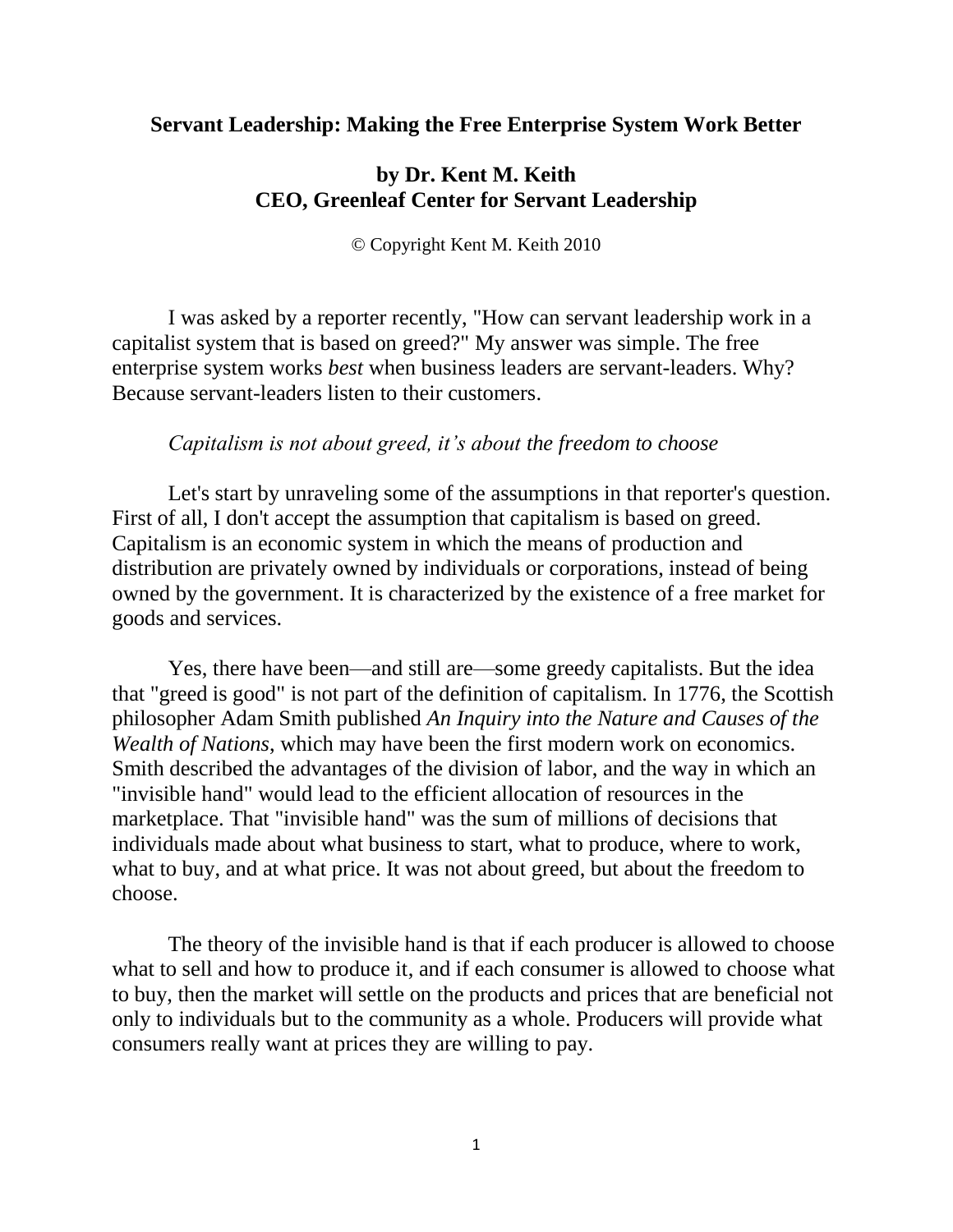# Servant Leadership: Making the Free Enterprise System Work Better

**by Dr. Kent M. Keith**
**CEO, Greenleaf Center for Servant Leadership**

© Copyright Kent M. Keith 2010

I was asked by a reporter recently, "How can servant leadership work in a capitalist system that is based on greed?" My answer was simple. The free enterprise system works *best* when business leaders are servant-leaders. Why? Because servant-leaders listen to their customers.

*Capitalism is not about greed, it's about the freedom to choose*

Let's start by unraveling some of the assumptions in that reporter's question. First of all, I don't accept the assumption that capitalism is based on greed. Capitalism is an economic system in which the means of production and distribution are privately owned by individuals or corporations, instead of being owned by the government. It is characterized by the existence of a free market for goods and services.

Yes, there have been—and still are—some greedy capitalists. But the idea that "greed is good" is not part of the definition of capitalism. In 1776, the Scottish philosopher Adam Smith published *An Inquiry into the Nature and Causes of the Wealth of Nations*, which may have been the first modern work on economics. Smith described the advantages of the division of labor, and the way in which an "invisible hand" would lead to the efficient allocation of resources in the marketplace. That "invisible hand" was the sum of millions of decisions that individuals made about what business to start, what to produce, where to work, what to buy, and at what price. It was not about greed, but about the freedom to choose.

The theory of the invisible hand is that if each producer is allowed to choose what to sell and how to produce it, and if each consumer is allowed to choose what to buy, then the market will settle on the products and prices that are beneficial not only to individuals but to the community as a whole. Producers will provide what consumers really want at prices they are willing to pay.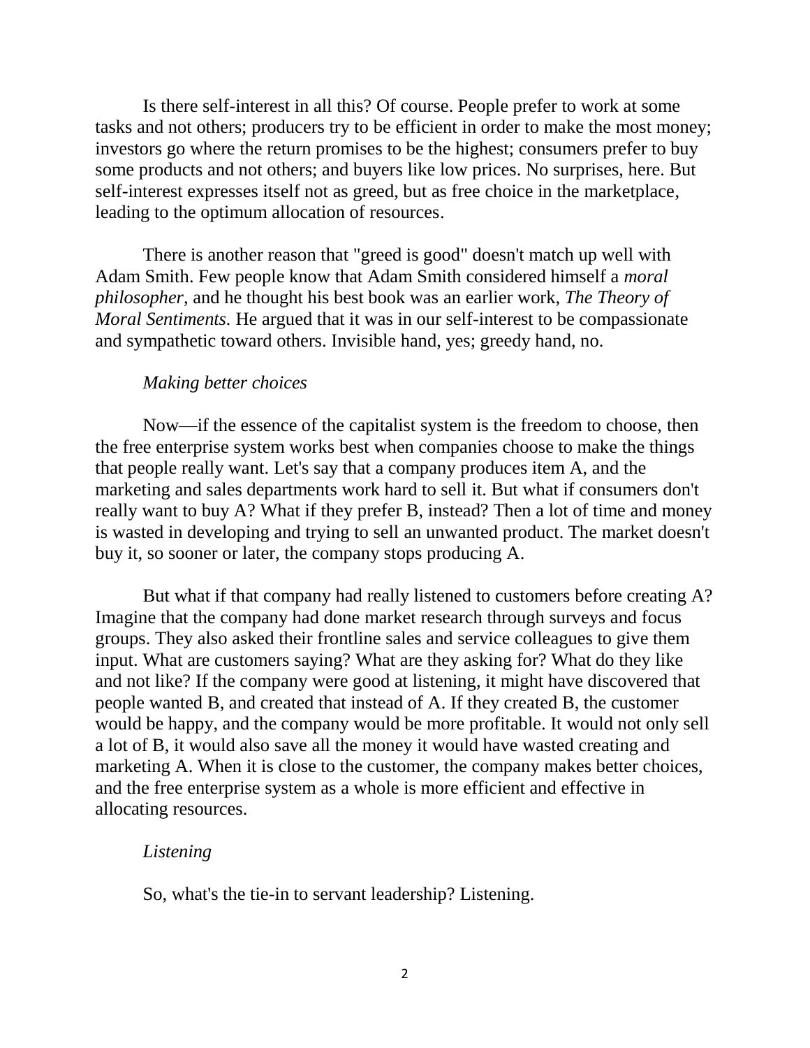Is there self-interest in all this? Of course. People prefer to work at some tasks and not others; producers try to be efficient in order to make the most money; investors go where the return promises to be the highest; consumers prefer to buy some products and not others; and buyers like low prices. No surprises, here. But self-interest expresses itself not as greed, but as free choice in the marketplace, leading to the optimum allocation of resources.

There is another reason that "greed is good" doesn't match up well with Adam Smith. Few people know that Adam Smith considered himself a *moral philosopher*, and he thought his best book was an earlier work, *The Theory of Moral Sentiments*. He argued that it was in our self-interest to be compassionate and sympathetic toward others. Invisible hand, yes; greedy hand, no.

*Making better choices*

Now—if the essence of the capitalist system is the freedom to choose, then the free enterprise system works best when companies choose to make the things that people really want. Let's say that a company produces item A, and the marketing and sales departments work hard to sell it. But what if consumers don't really want to buy A? What if they prefer B, instead? Then a lot of time and money is wasted in developing and trying to sell an unwanted product. The market doesn't buy it, so sooner or later, the company stops producing A.

But what if that company had really listened to customers before creating A? Imagine that the company had done market research through surveys and focus groups. They also asked their frontline sales and service colleagues to give them input. What are customers saying? What are they asking for? What do they like and not like? If the company were good at listening, it might have discovered that people wanted B, and created that instead of A. If they created B, the customer would be happy, and the company would be more profitable. It would not only sell a lot of B, it would also save all the money it would have wasted creating and marketing A. When it is close to the customer, the company makes better choices, and the free enterprise system as a whole is more efficient and effective in allocating resources.

*Listening*

So, what's the tie-in to servant leadership? Listening.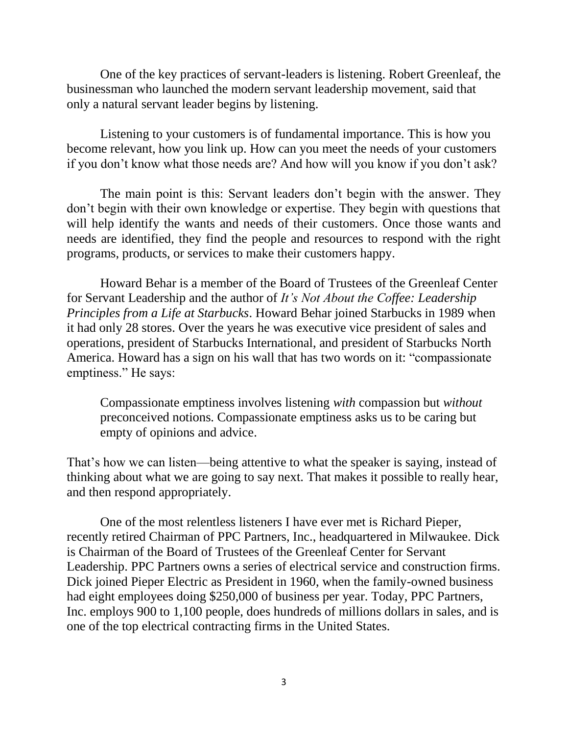One of the key practices of servant-leaders is listening. Robert Greenleaf, the businessman who launched the modern servant leadership movement, said that only a natural servant leader begins by listening.

Listening to your customers is of fundamental importance. This is how you become relevant, how you link up. How can you meet the needs of your customers if you don't know what those needs are? And how will you know if you don't ask?

The main point is this: Servant leaders don't begin with the answer. They don't begin with their own knowledge or expertise. They begin with questions that will help identify the wants and needs of their customers. Once those wants and needs are identified, they find the people and resources to respond with the right programs, products, or services to make their customers happy.

Howard Behar is a member of the Board of Trustees of the Greenleaf Center for Servant Leadership and the author of *It's Not About the Coffee: Leadership Principles from a Life at Starbucks*. Howard Behar joined Starbucks in 1989 when it had only 28 stores. Over the years he was executive vice president of sales and operations, president of Starbucks International, and president of Starbucks North America. Howard has a sign on his wall that has two words on it: "compassionate emptiness." He says:

> Compassionate emptiness involves listening *with* compassion but *without* preconceived notions. Compassionate emptiness asks us to be caring but empty of opinions and advice.

That's how we can listen—being attentive to what the speaker is saying, instead of thinking about what we are going to say next. That makes it possible to really hear, and then respond appropriately.

One of the most relentless listeners I have ever met is Richard Pieper, recently retired Chairman of PPC Partners, Inc., headquartered in Milwaukee. Dick is Chairman of the Board of Trustees of the Greenleaf Center for Servant Leadership. PPC Partners owns a series of electrical service and construction firms. Dick joined Pieper Electric as President in 1960, when the family-owned business had eight employees doing $250,000 of business per year. Today, PPC Partners, Inc. employs 900 to 1,100 people, does hundreds of millions dollars in sales, and is one of the top electrical contracting firms in the United States.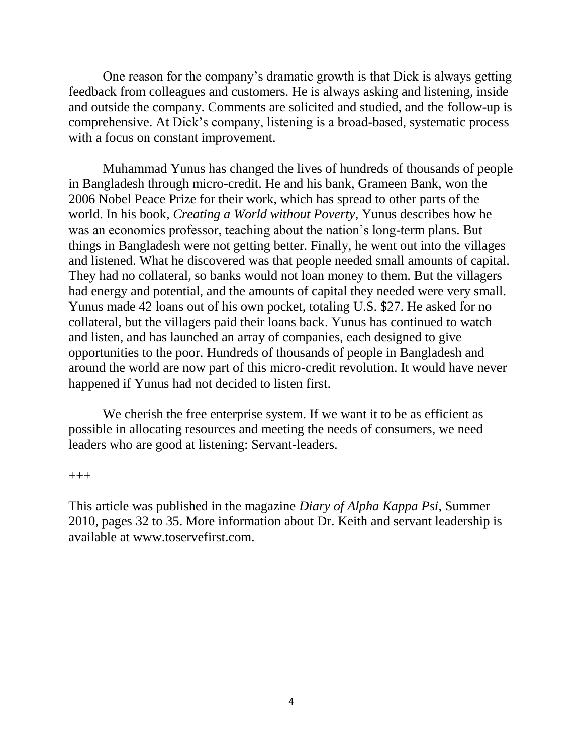One reason for the company's dramatic growth is that Dick is always getting feedback from colleagues and customers. He is always asking and listening, inside and outside the company. Comments are solicited and studied, and the follow-up is comprehensive. At Dick's company, listening is a broad-based, systematic process with a focus on constant improvement.

Muhammad Yunus has changed the lives of hundreds of thousands of people in Bangladesh through micro-credit. He and his bank, Grameen Bank, won the 2006 Nobel Peace Prize for their work, which has spread to other parts of the world. In his book, *Creating a World without Poverty*, Yunus describes how he was an economics professor, teaching about the nation's long-term plans. But things in Bangladesh were not getting better. Finally, he went out into the villages and listened. What he discovered was that people needed small amounts of capital. They had no collateral, so banks would not loan money to them. But the villagers had energy and potential, and the amounts of capital they needed were very small. Yunus made 42 loans out of his own pocket, totaling U.S. $27. He asked for no collateral, but the villagers paid their loans back. Yunus has continued to watch and listen, and has launched an array of companies, each designed to give opportunities to the poor. Hundreds of thousands of people in Bangladesh and around the world are now part of this micro-credit revolution. It would have never happened if Yunus had not decided to listen first.

We cherish the free enterprise system. If we want it to be as efficient as possible in allocating resources and meeting the needs of consumers, we need leaders who are good at listening: Servant-leaders.

+++

This article was published in the magazine *Diary of Alpha Kappa Psi*, Summer 2010, pages 32 to 35. More information about Dr. Keith and servant leadership is available at www.toservefirst.com.